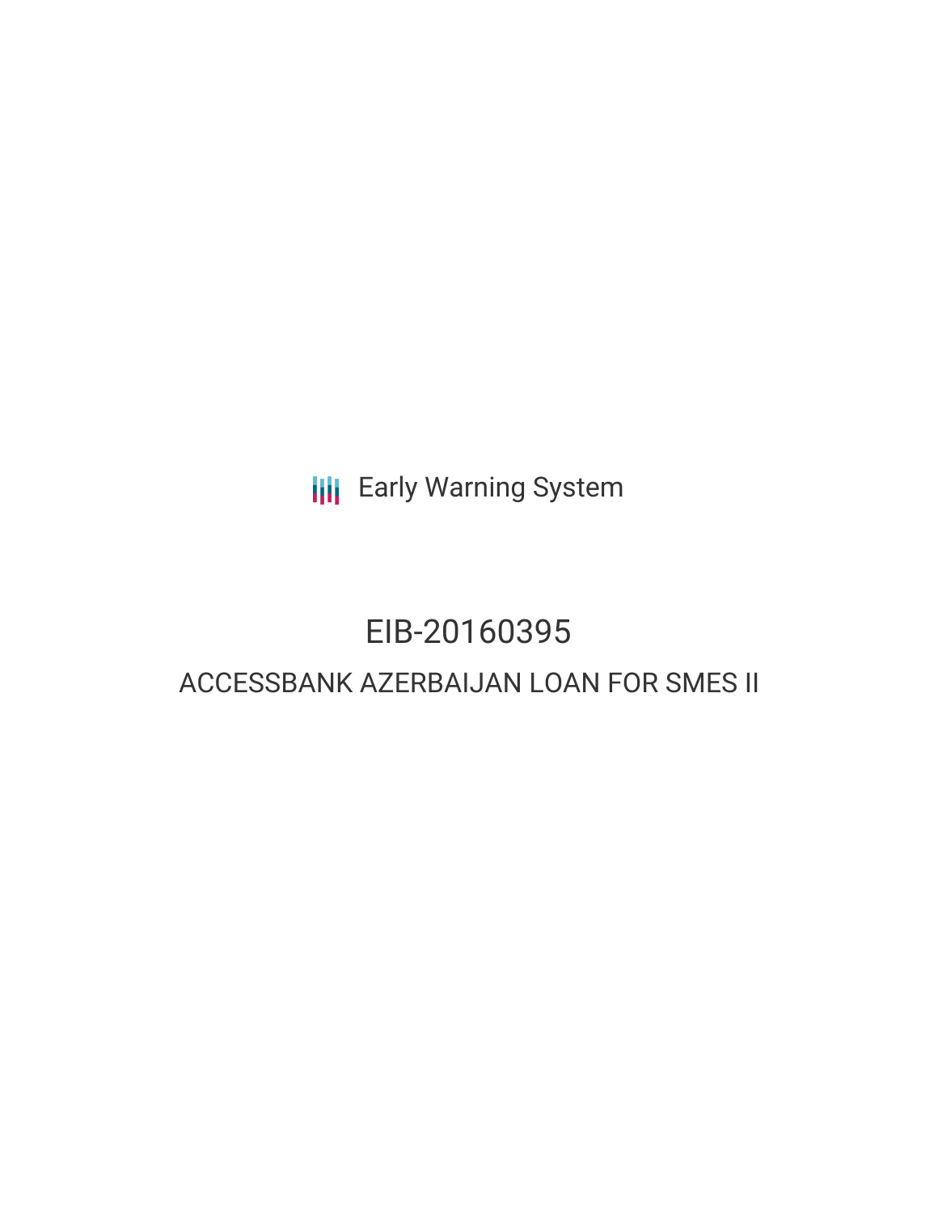Early Warning System

# EIB-20160395

## ACCESSBANK AZERBAIJAN LOAN FOR SMES II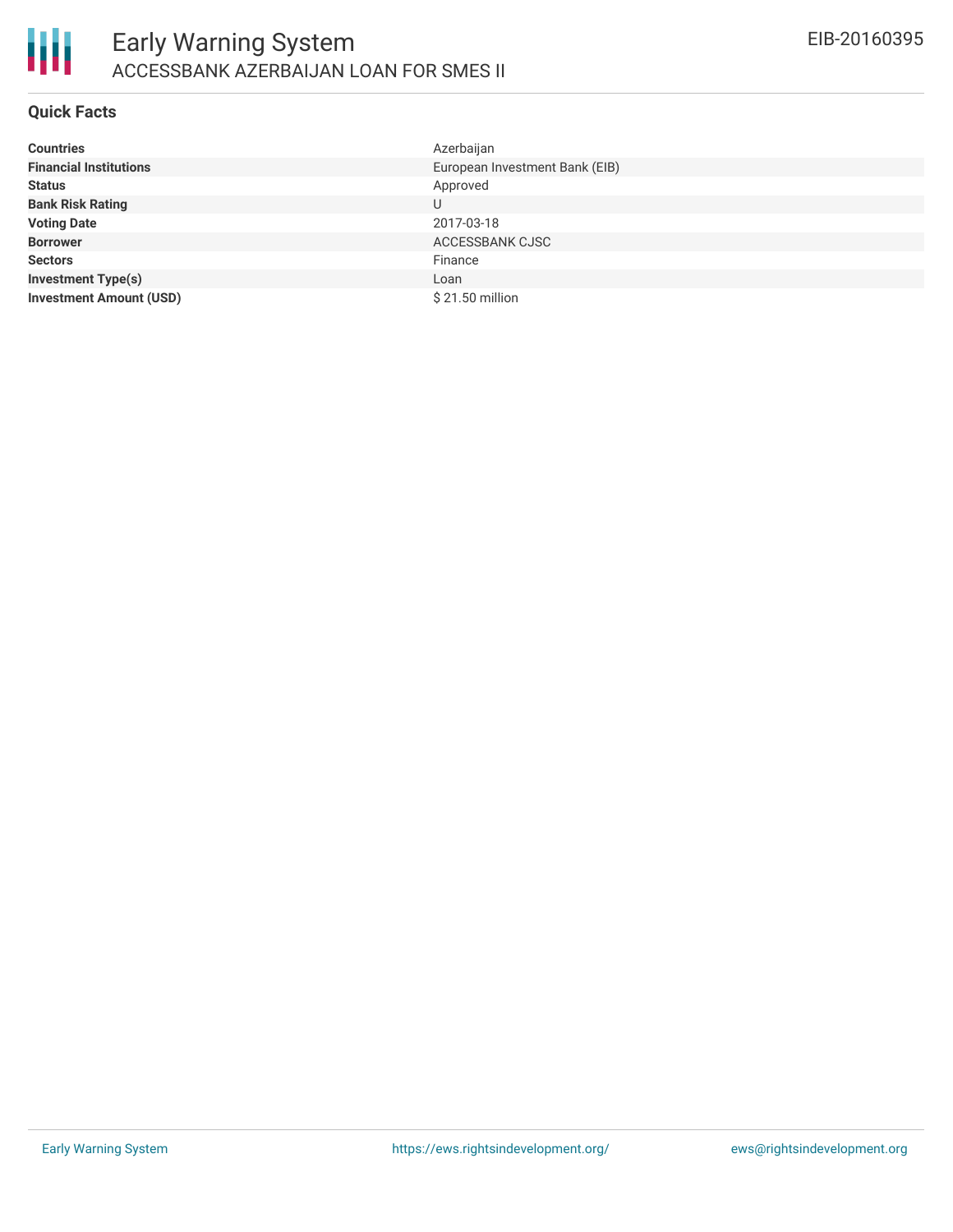## Quick Facts

| | |
|---|---|
| **Countries** | Azerbaijan |
| **Financial Institutions** | European Investment Bank (EIB) |
| **Status** | Approved |
| **Bank Risk Rating** | U |
| **Voting Date** | 2017-03-18 |
| **Borrower** | ACCESSBANK CJSC |
| **Sectors** | Finance |
| **Investment Type(s)** | Loan |
| **Investment Amount (USD)** | $ 21.50 million |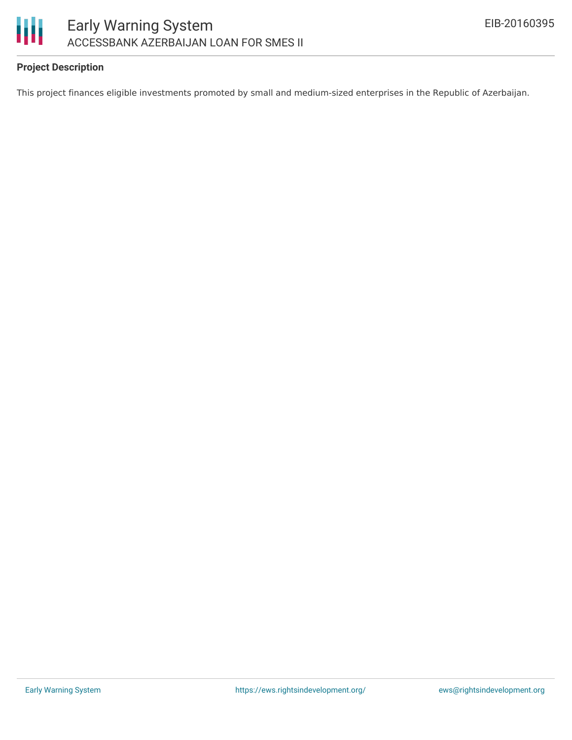### Project Description

This project finances eligible investments promoted by small and medium-sized enterprises in the Republic of Azerbaijan.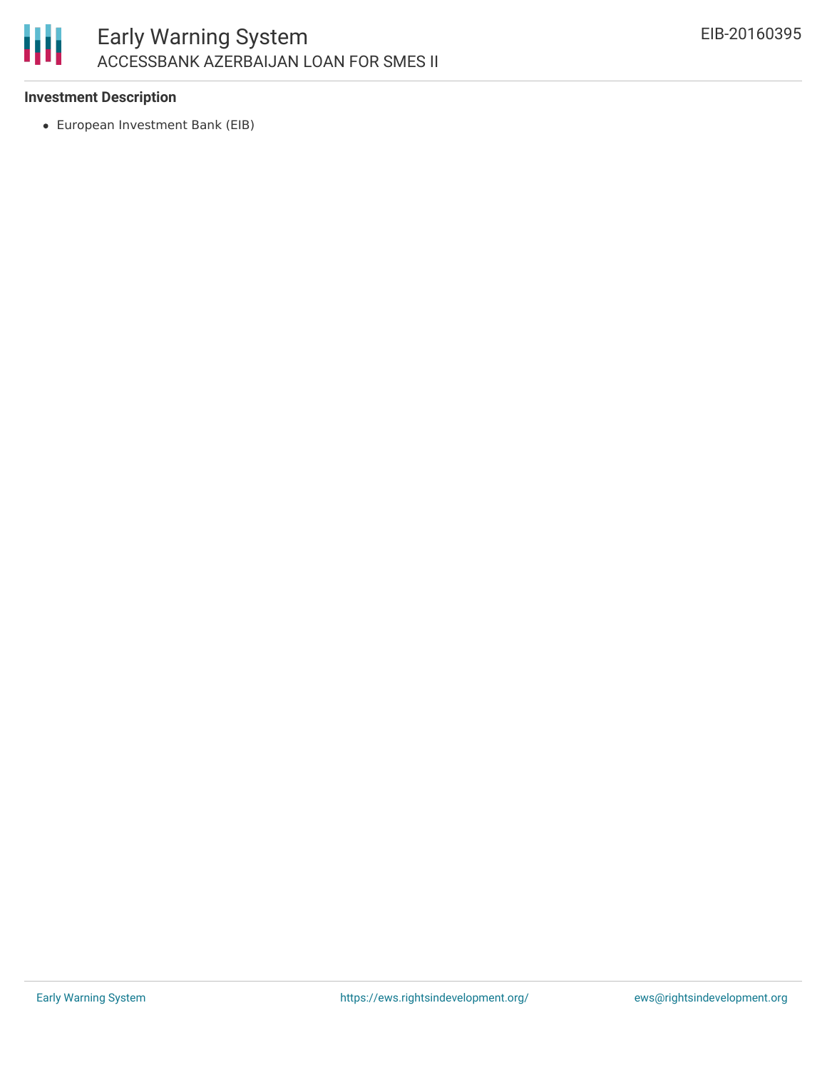**Investment Description**

- European Investment Bank (EIB)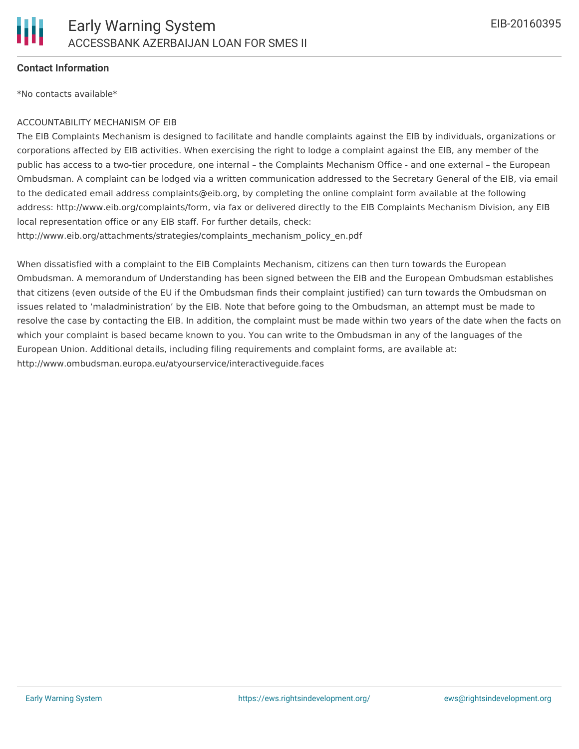**Contact Information**

*No contacts available*

ACCOUNTABILITY MECHANISM OF EIB

The EIB Complaints Mechanism is designed to facilitate and handle complaints against the EIB by individuals, organizations or corporations affected by EIB activities. When exercising the right to lodge a complaint against the EIB, any member of the public has access to a two-tier procedure, one internal – the Complaints Mechanism Office - and one external – the European Ombudsman. A complaint can be lodged via a written communication addressed to the Secretary General of the EIB, via email to the dedicated email address complaints@eib.org, by completing the online complaint form available at the following address: http://www.eib.org/complaints/form, via fax or delivered directly to the EIB Complaints Mechanism Division, any EIB local representation office or any EIB staff. For further details, check: http://www.eib.org/attachments/strategies/complaints_mechanism_policy_en.pdf

When dissatisfied with a complaint to the EIB Complaints Mechanism, citizens can then turn towards the European Ombudsman. A memorandum of Understanding has been signed between the EIB and the European Ombudsman establishes that citizens (even outside of the EU if the Ombudsman finds their complaint justified) can turn towards the Ombudsman on issues related to 'maladministration' by the EIB. Note that before going to the Ombudsman, an attempt must be made to resolve the case by contacting the EIB. In addition, the complaint must be made within two years of the date when the facts on which your complaint is based became known to you. You can write to the Ombudsman in any of the languages of the European Union. Additional details, including filing requirements and complaint forms, are available at: http://www.ombudsman.europa.eu/atyourservice/interactiveguide.faces